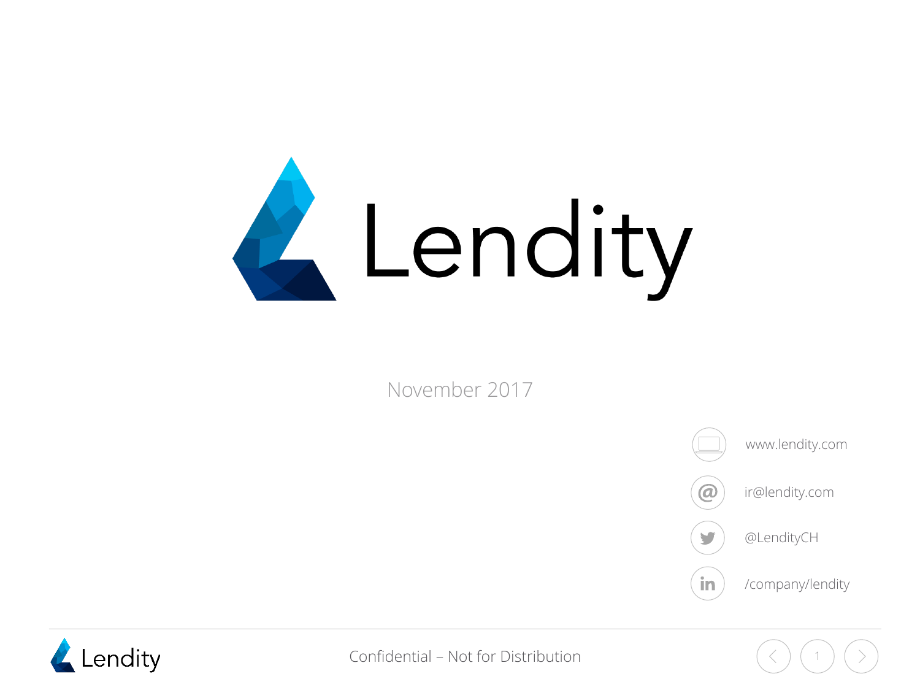# Lendity

November 2017

www.lendity.com

ir@lendity.com

@LendityCH

/company/lendity

Confidential – Not for Distribution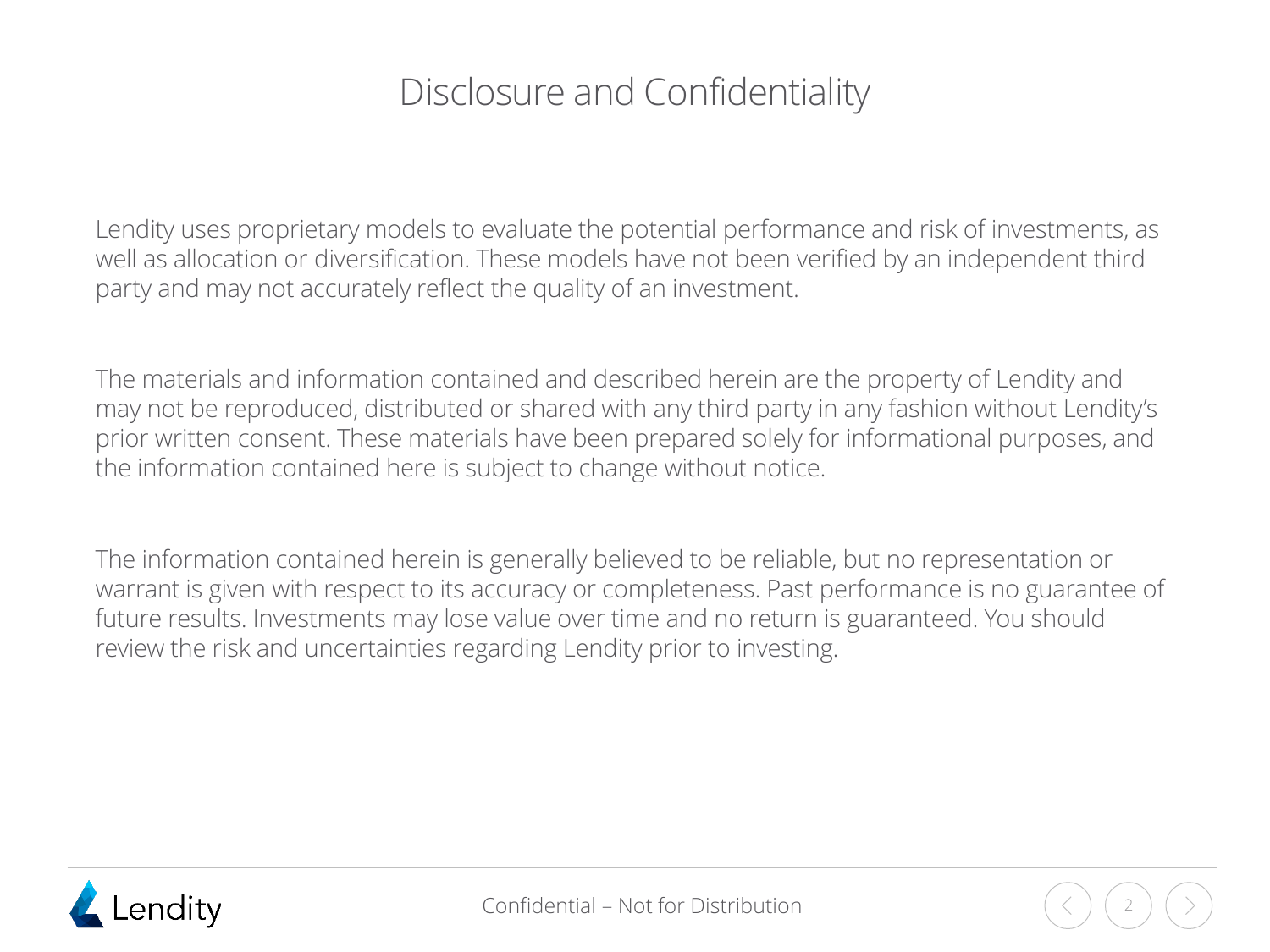# Disclosure and Confidentiality

Lendity uses proprietary models to evaluate the potential performance and risk of investments, as well as allocation or diversification. These models have not been verified by an independent third party and may not accurately reflect the quality of an investment.

The materials and information contained and described herein are the property of Lendity and may not be reproduced, distributed or shared with any third party in any fashion without Lendity's prior written consent. These materials have been prepared solely for informational purposes, and the information contained here is subject to change without notice.

The information contained herein is generally believed to be reliable, but no representation or warrant is given with respect to its accuracy or completeness. Past performance is no guarantee of future results. Investments may lose value over time and no return is guaranteed. You should review the risk and uncertainties regarding Lendity prior to investing.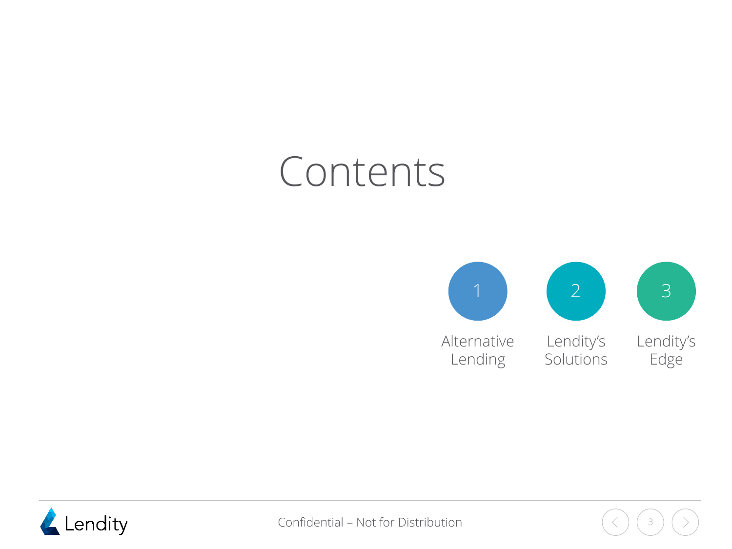# Contents

1. Alternative Lending
2. Lendity's Solutions
3. Lendity's Edge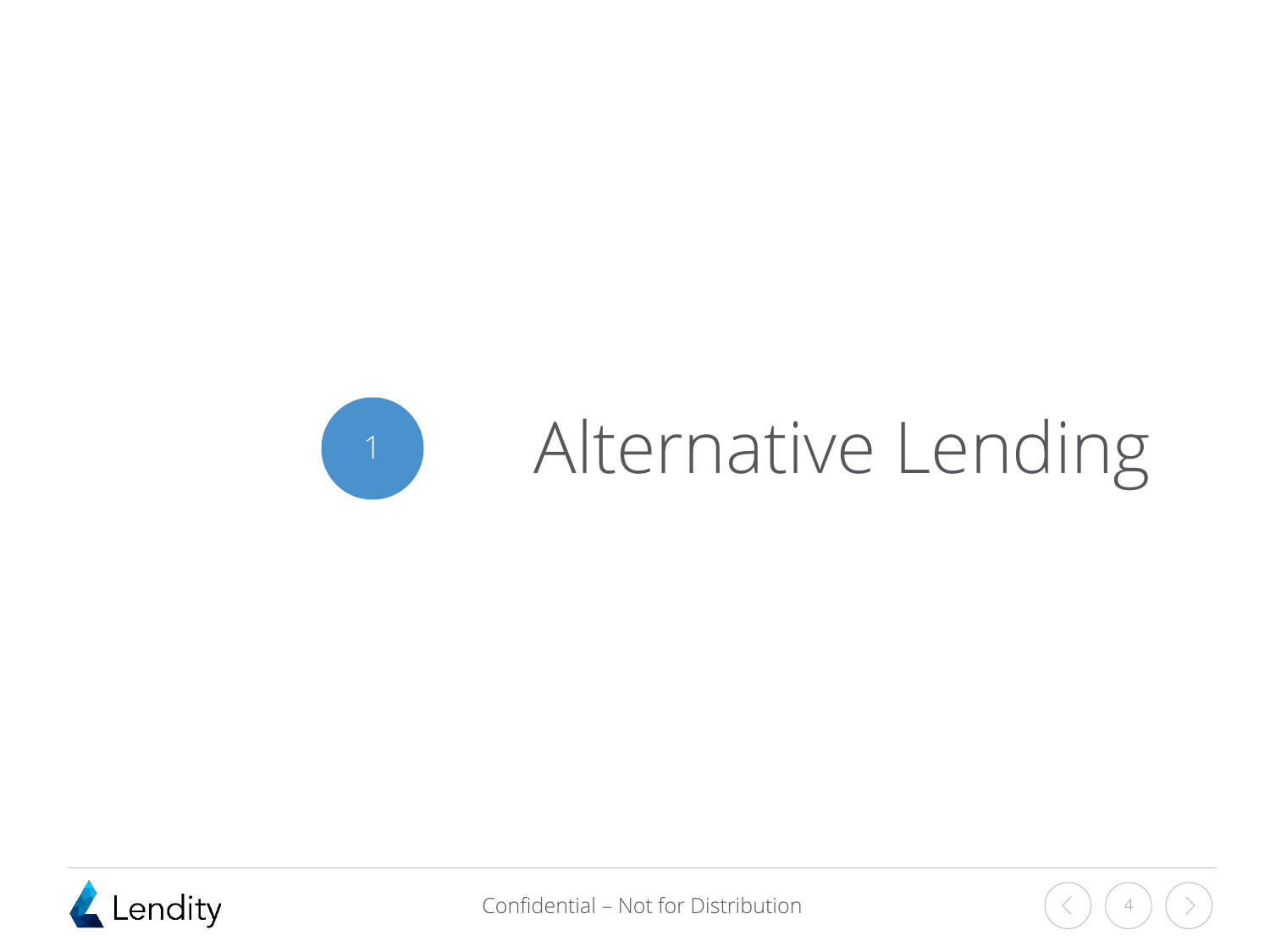# 1 Alternative Lending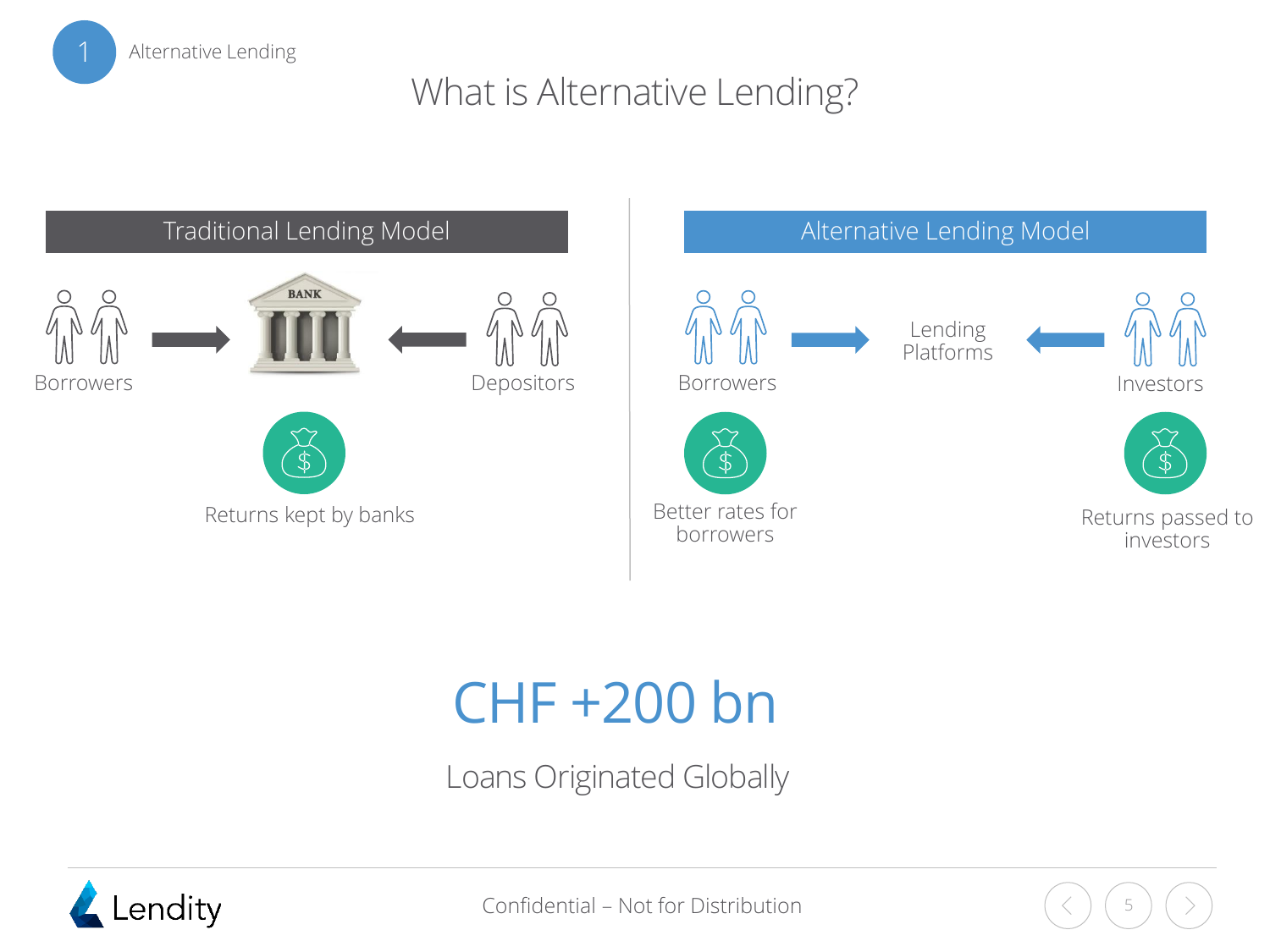# What is Alternative Lending?

## Traditional Lending Model

Borrowers → BANK ← Depositors

Returns kept by banks

## Alternative Lending Model

Borrowers → Lending Platforms ← Investors

Better rates for borrowers

Returns passed to investors

## CHF +200 bn

Loans Originated Globally

Confidential – Not for Distribution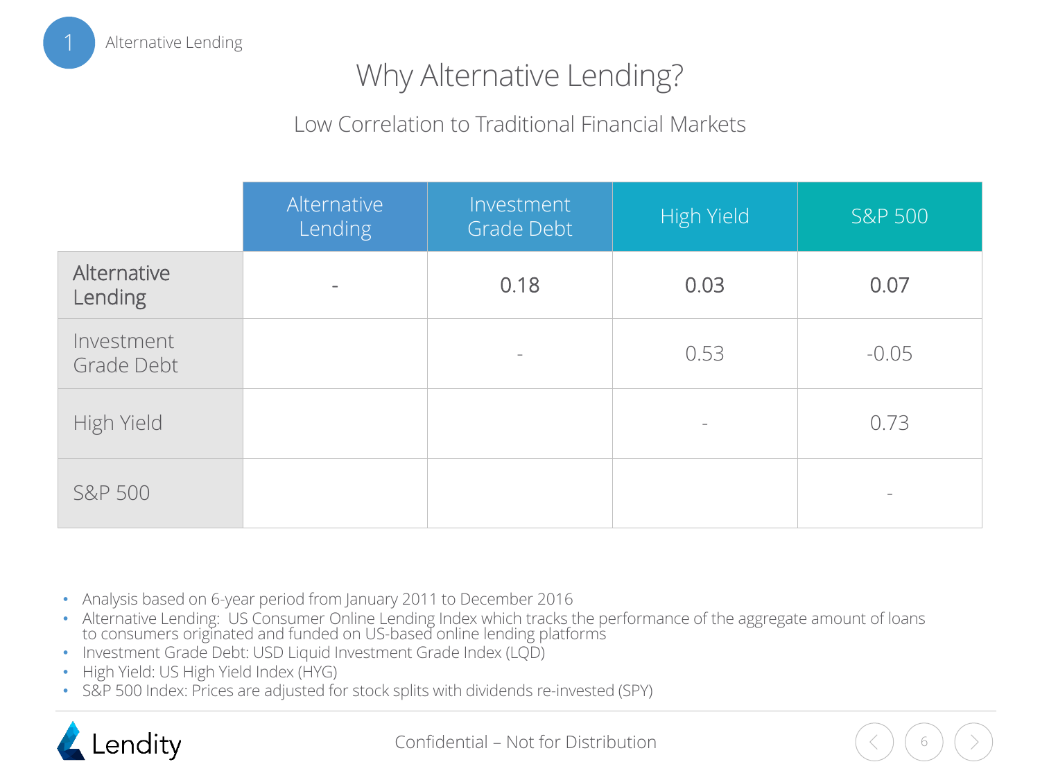# Why Alternative Lending?

## Low Correlation to Traditional Financial Markets

| | Alternative Lending | Investment Grade Debt | High Yield | S&P 500 |
|---|---|---|---|---|
| **Alternative Lending** | - | **0.18** | **0.03** | **0.07** |
| Investment Grade Debt | | - | 0.53 | -0.05 |
| High Yield | | | - | 0.73 |
| S&P 500 | | | | - |

- Analysis based on 6-year period from January 2011 to December 2016
- Alternative Lending: US Consumer Online Lending Index which tracks the performance of the aggregate amount of loans to consumers originated and funded on US-based online lending platforms
- Investment Grade Debt: USD Liquid Investment Grade Index (LQD)
- High Yield: US High Yield Index (HYG)
- S&P 500 Index: Prices are adjusted for stock splits with dividends re-invested (SPY)

Confidential – Not for Distribution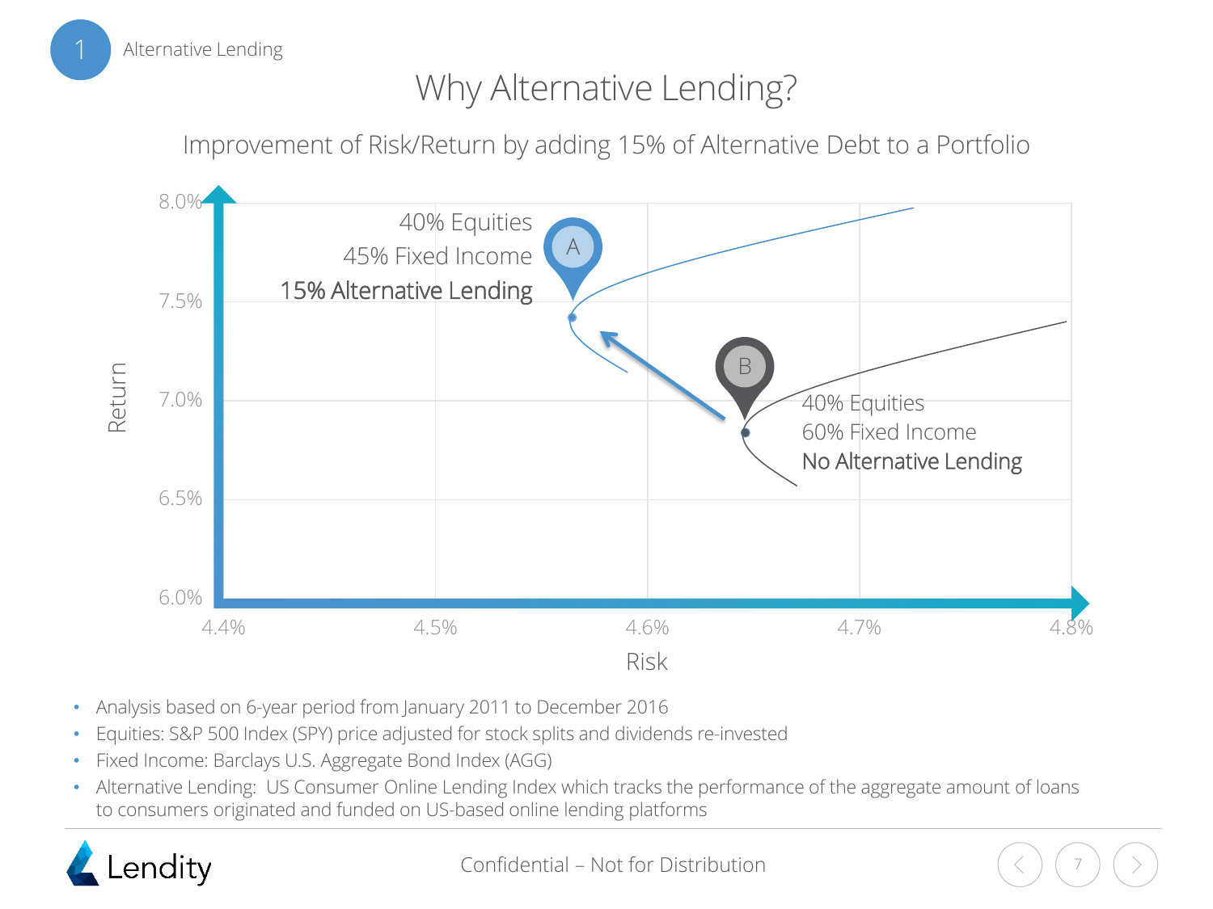1 Alternative Lending

# Why Alternative Lending?

## Improvement of Risk/Return by adding 15% of Alternative Debt to a Portfolio

Return

8.0%
7.5%
7.0%
6.5%
6.0%

4.4% 4.5% 4.6% 4.7% 4.8%

Risk

A
40% Equities
45% Fixed Income
15% Alternative Lending

B
40% Equities
60% Fixed Income
No Alternative Lending

- Analysis based on 6-year period from January 2011 to December 2016
- Equities: S&P 500 Index (SPY) price adjusted for stock splits and dividends re-invested
- Fixed Income: Barclays U.S. Aggregate Bond Index (AGG)
- Alternative Lending: US Consumer Online Lending Index which tracks the performance of the aggregate amount of loans to consumers originated and funded on US-based online lending platforms

Lendity

Confidential – Not for Distribution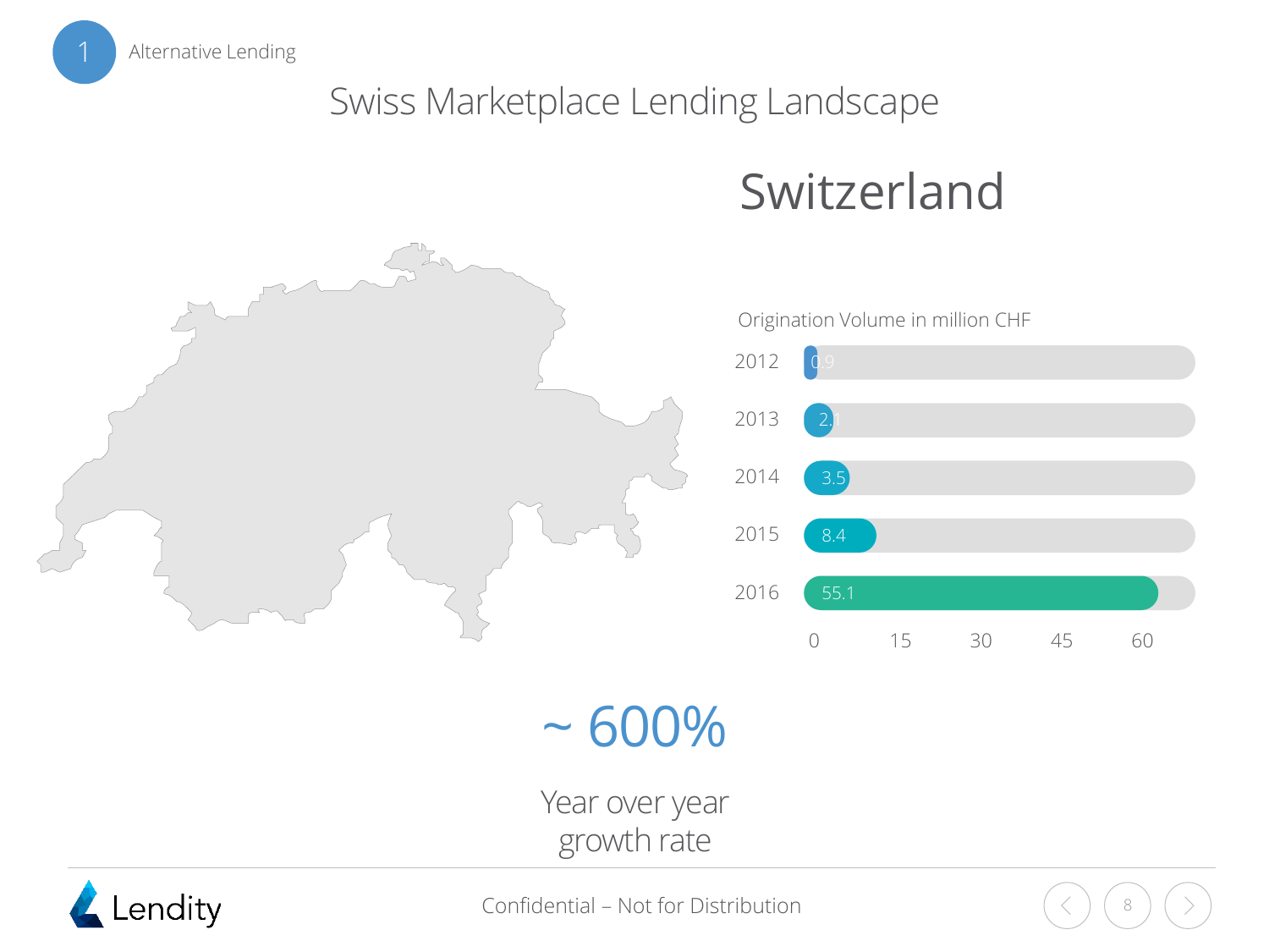1 Alternative Lending

# Swiss Marketplace Lending Landscape

## Switzerland

Origination Volume in million CHF

| Year | Volume |
|---|---|
| 2012 | 0.9 |
| 2013 | 2.1 |
| 2014 | 3.5 |
| 2015 | 8.4 |
| 2016 | 55.1 |

~ 600%

Year over year growth rate

Lendity

Confidential – Not for Distribution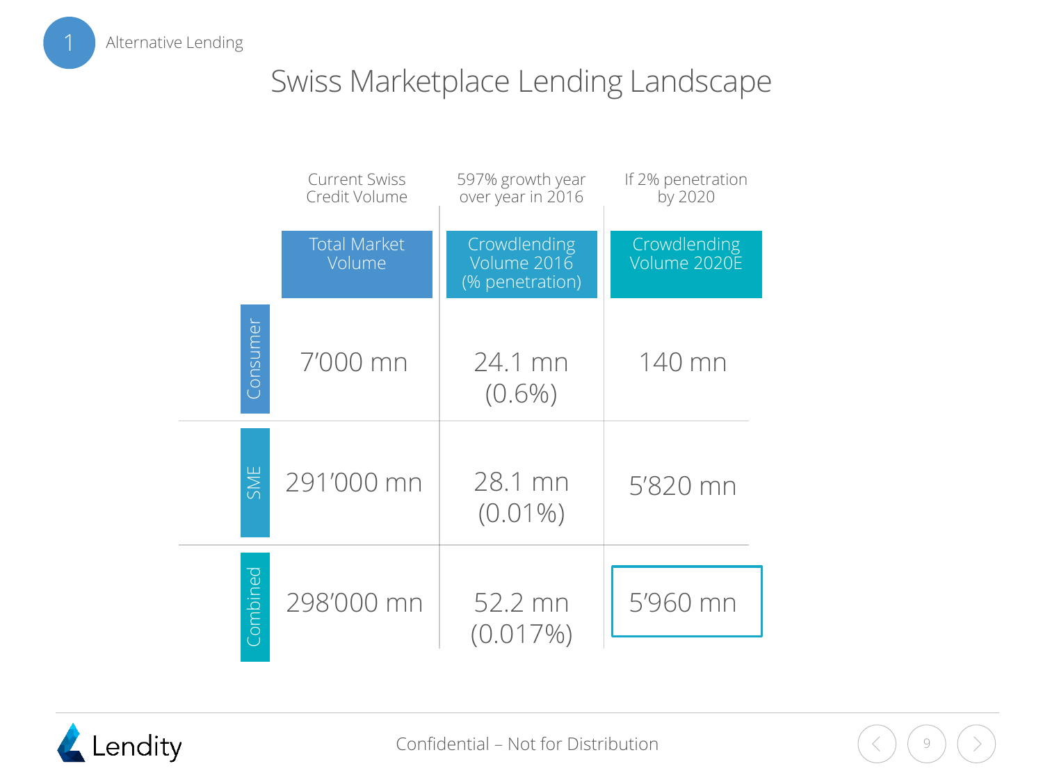1 Alternative Lending

# Swiss Marketplace Lending Landscape

| | Current Swiss Credit Volume | 597% growth year over year in 2016 | If 2% penetration by 2020 |
|---|---|---|---|
| | **Total Market Volume** | **Crowdlending Volume 2016 (% penetration)** | **Crowdlending Volume 2020E** |
| **Consumer** | 7'000 mn | 24.1 mn (0.6%) | 140 mn |
| **SME** | 291'000 mn | 28.1 mn (0.01%) | 5'820 mn |
| **Combined** | 298'000 mn | 52.2 mn (0.017%) | 5'960 mn |

Lendity

Confidential – Not for Distribution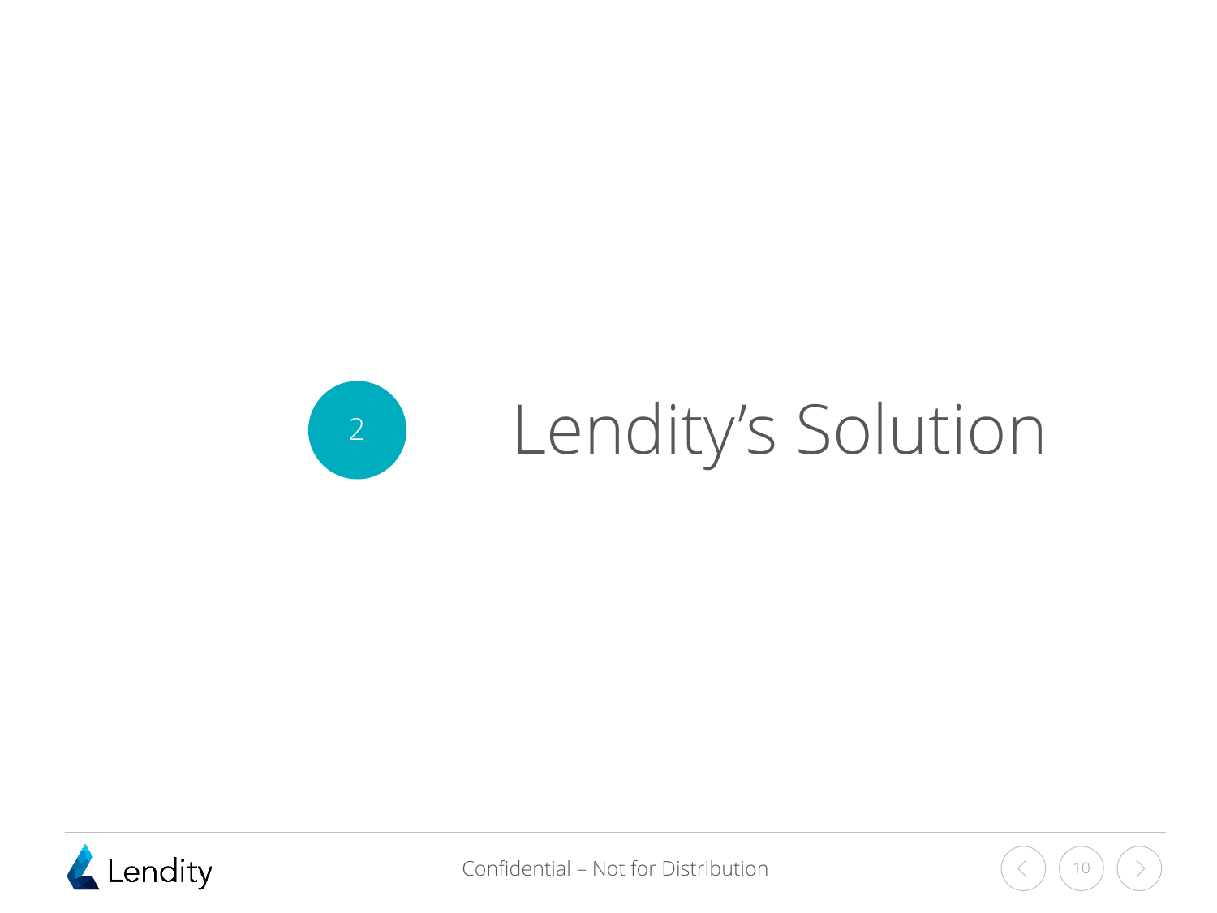# 2 Lendity's Solution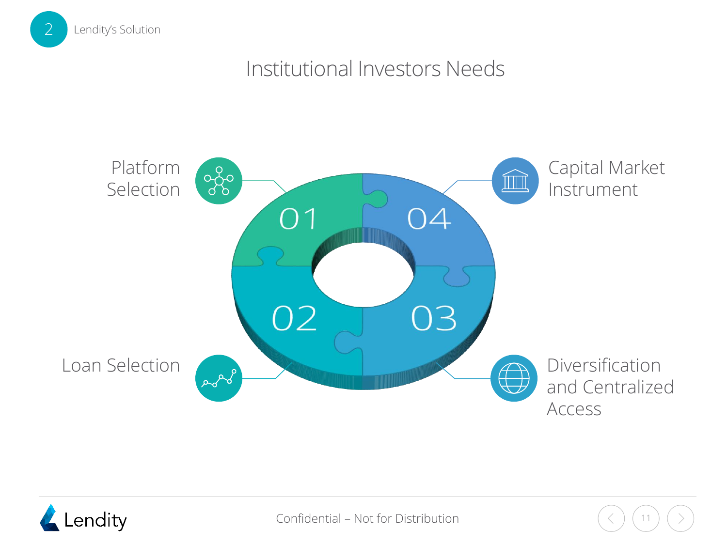2 Lendity's Solution

# Institutional Investors Needs

- 01 — Platform Selection
- 02 — Loan Selection
- 03 — Diversification and Centralized Access
- 04 — Capital Market Instrument

Confidential – Not for Distribution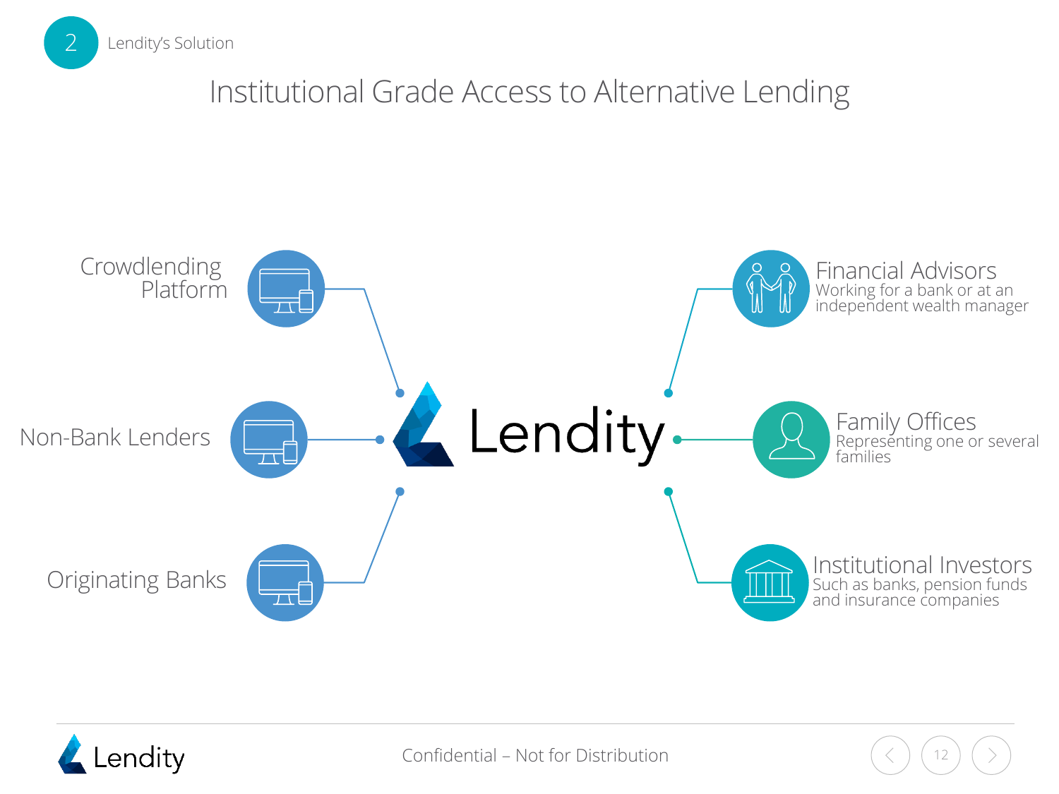2 Lendity's Solution

# Institutional Grade Access to Alternative Lending

- Crowdlending Platform
- Non-Bank Lenders
- Originating Banks

Lendity

- **Financial Advisors**
  Working for a bank or at an independent wealth manager
- **Family Offices**
  Representing one or several families
- **Institutional Investors**
  Such as banks, pension funds and insurance companies

Confidential – Not for Distribution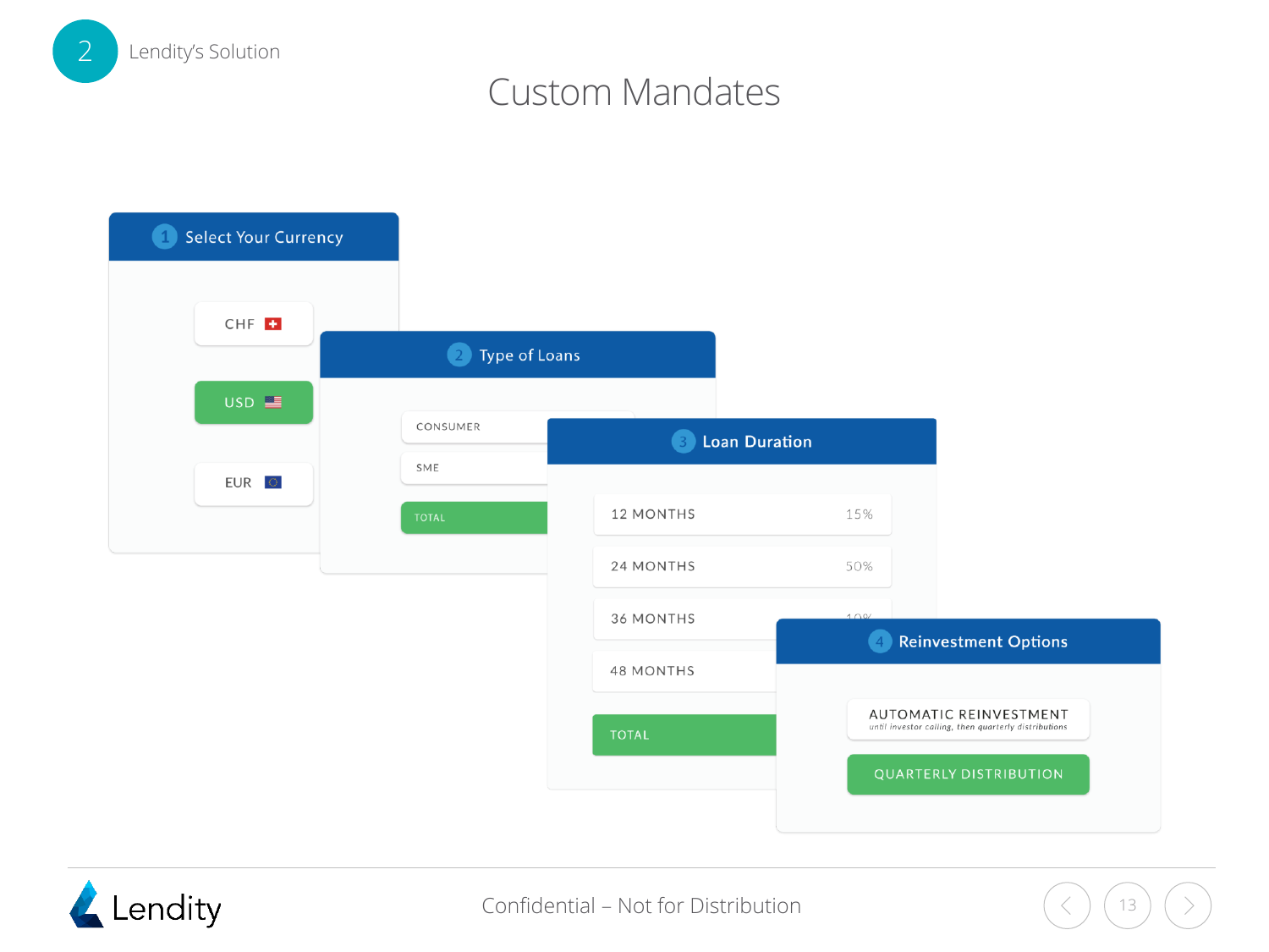# Custom Mandates

## 1 Select Your Currency

- CHF
- USD
- EUR

## 2 Type of Loans

- CONSUMER
- SME
- TOTAL

## 3 Loan Duration

| | |
|---|---|
| 12 MONTHS | 15% |
| 24 MONTHS | 50% |
| 36 MONTHS | 10% |
| 48 MONTHS | |
| TOTAL | |

## 4 Reinvestment Options

- AUTOMATIC REINVESTMENT
  *until investor calling, then quarterly distributions*
- QUARTERLY DISTRIBUTION

Confidential – Not for Distribution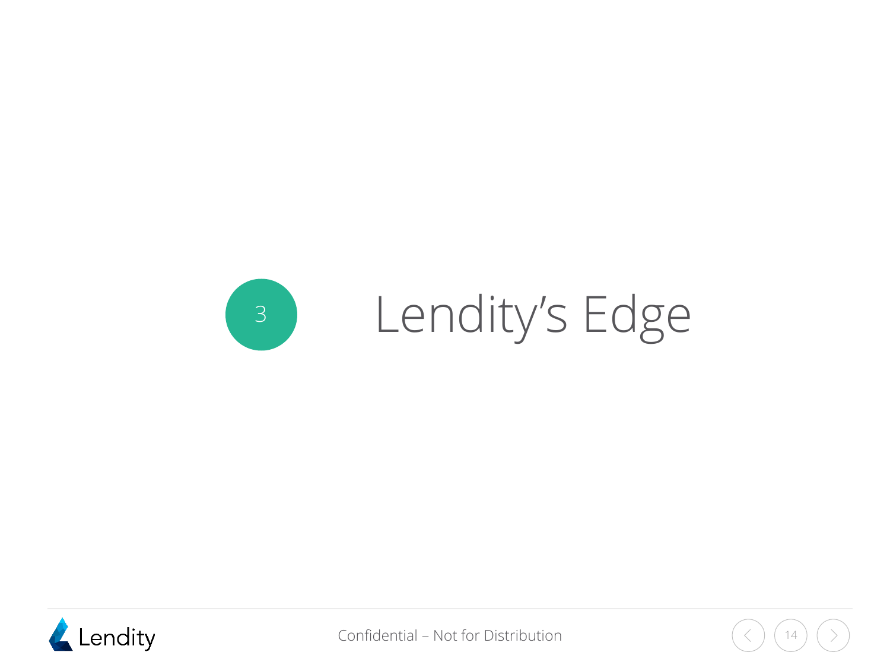# 3 Lendity's Edge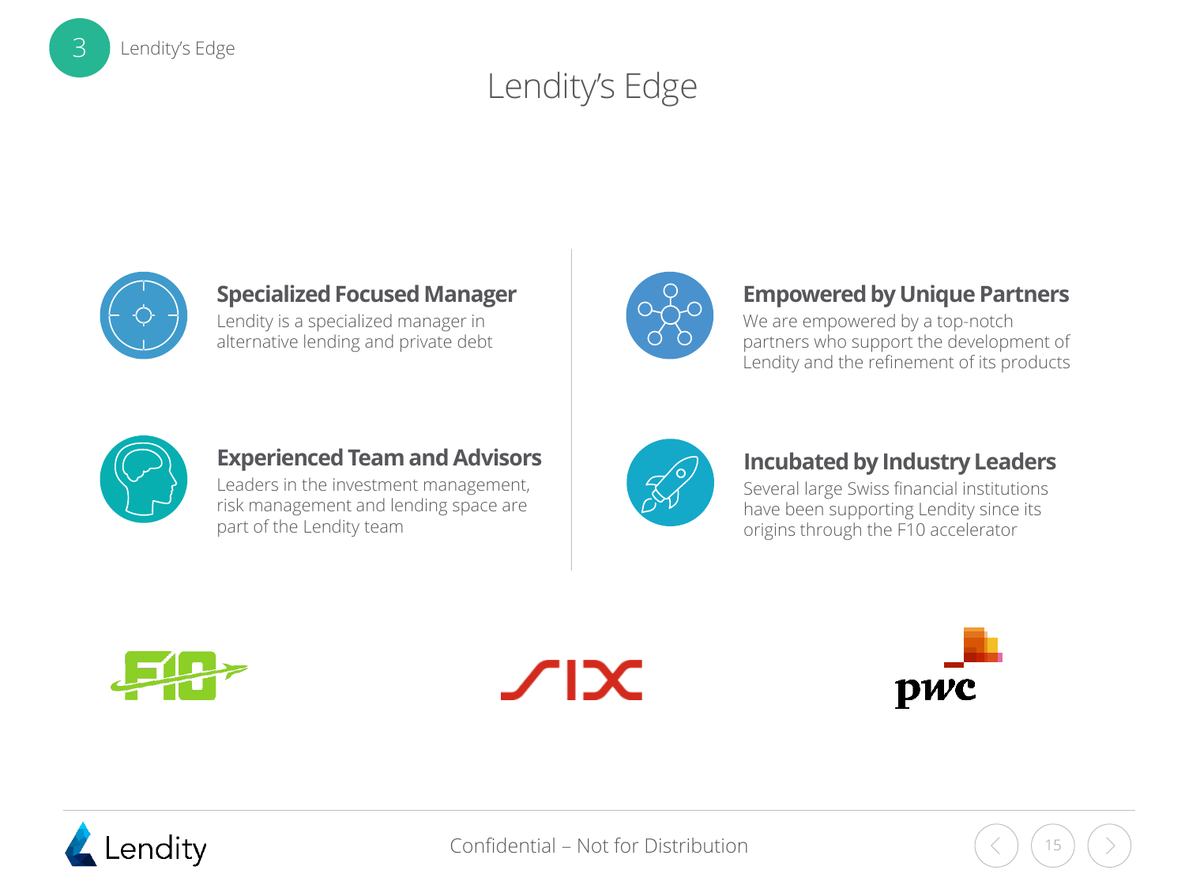# Lendity's Edge

### Specialized Focused Manager

Lendity is a specialized manager in alternative lending and private debt

### Empowered by Unique Partners

We are empowered by a top-notch partners who support the development of Lendity and the refinement of its products

### Experienced Team and Advisors

Leaders in the investment management, risk management and lending space are part of the Lendity team

### Incubated by Industry Leaders

Several large Swiss financial institutions have been supporting Lendity since its origins through the F10 accelerator

Confidential – Not for Distribution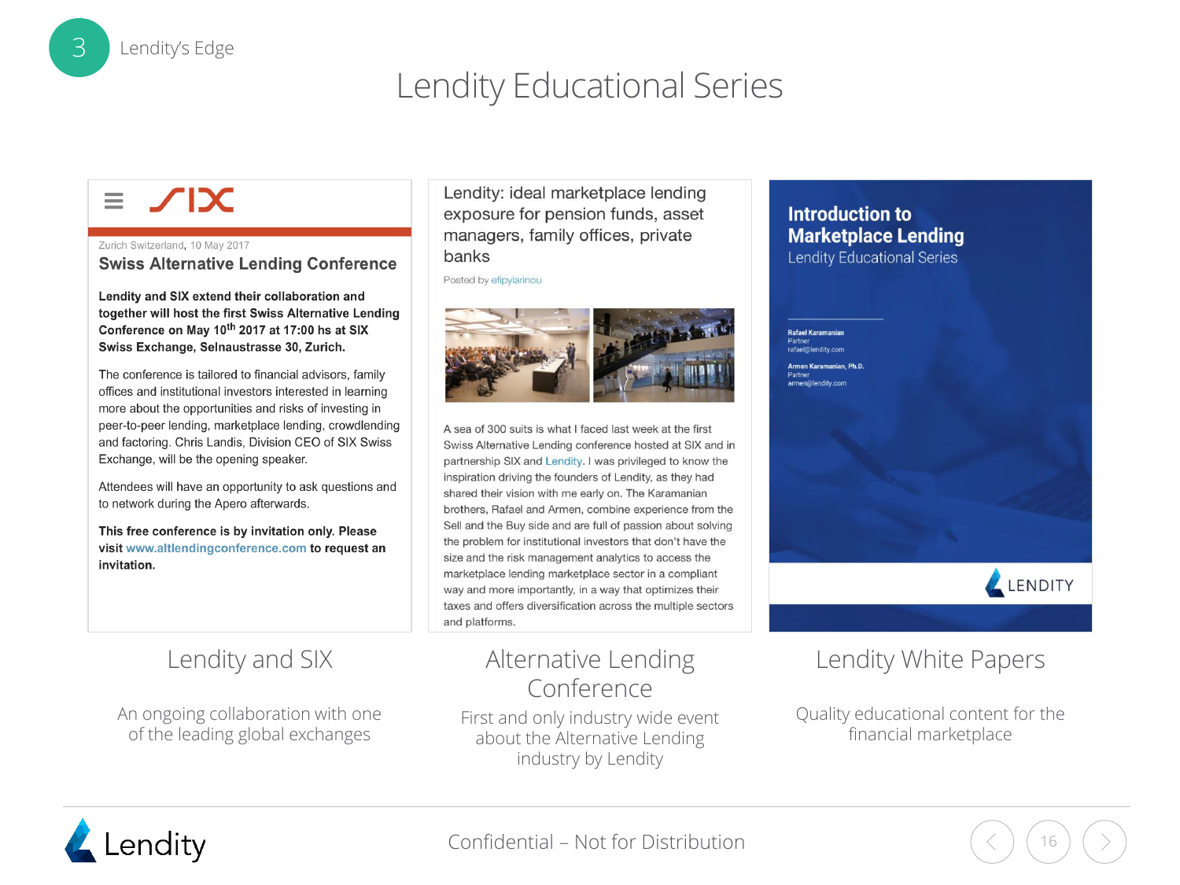3 Lendity's Edge

# Lendity Educational Series

SIX

Zurich Switzerland, 10 May 2017

## Swiss Alternative Lending Conference

**Lendity and SIX extend their collaboration and together will host the first Swiss Alternative Lending Conference on May 10th 2017 at 17:00 hs at SIX Swiss Exchange, Selnaustrasse 30, Zurich.**

The conference is tailored to financial advisors, family offices and institutional investors interested in learning more about the opportunities and risks of investing in peer-to-peer lending, marketplace lending, crowdlending and factoring. Chris Landis, Division CEO of SIX Swiss Exchange, will be the opening speaker.

Attendees will have an opportunity to ask questions and to network during the Apero afterwards.

**This free conference is by invitation only. Please visit www.altlendingconference.com to request an invitation.**

### Lendity and SIX

An ongoing collaboration with one of the leading global exchanges

## Lendity: ideal marketplace lending exposure for pension funds, asset managers, family offices, private banks

Posted by efipylarinou

A sea of 300 suits is what I faced last week at the first Swiss Alternative Lending conference hosted at SIX and in partnership SIX and Lendity. I was privileged to know the inspiration driving the founders of Lendity, as they had shared their vision with me early on. The Karamanian brothers, Rafael and Armen, combine experience from the Sell and the Buy side and are full of passion about solving the problem for institutional investors that don't have the size and the risk management analytics to access the marketplace lending marketplace sector in a compliant way and more importantly, in a way that optimizes their taxes and offers diversification across the multiple sectors and platforms.

### Alternative Lending Conference

First and only industry wide event about the Alternative Lending industry by Lendity

## Introduction to Marketplace Lending

Lendity Educational Series

Rafael Karamanian
Partner
rafael@lendity.com

Armen Karamanian, Ph.D.
Partner
armen@lendity.com

LENDITY

### Lendity White Papers

Quality educational content for the financial marketplace

Confidential – Not for Distribution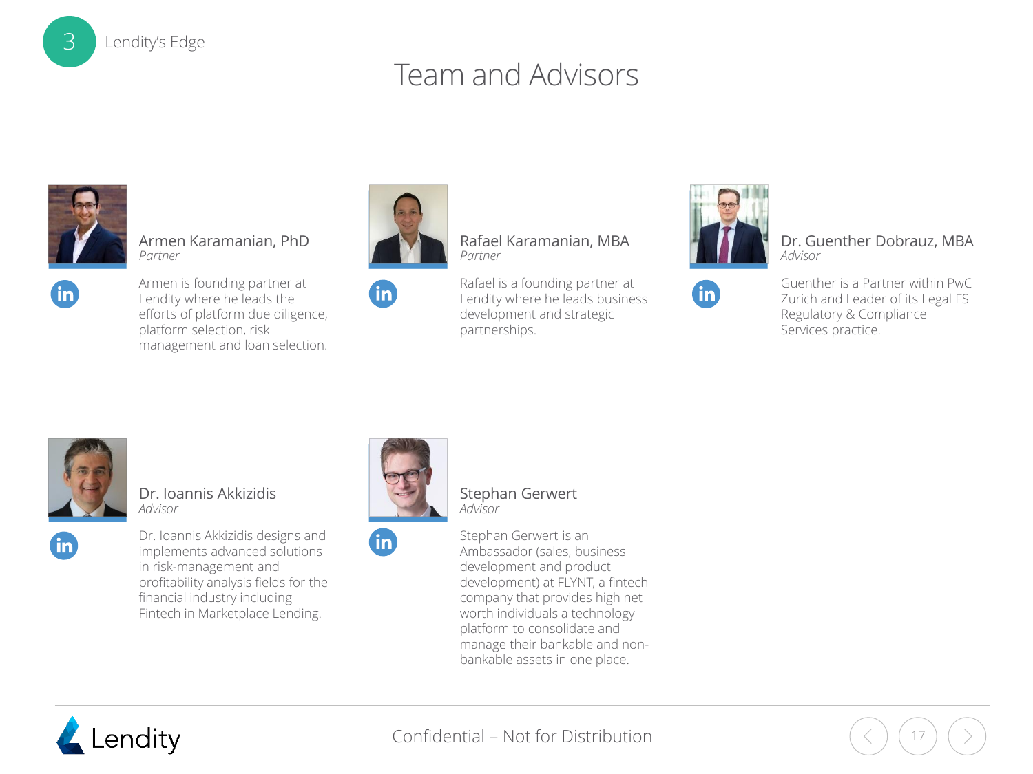Lendity's Edge

# Team and Advisors

### Armen Karamanian, PhD
*Partner*

Armen is founding partner at Lendity where he leads the efforts of platform due diligence, platform selection, risk management and loan selection.

### Rafael Karamanian, MBA
*Partner*

Rafael is a founding partner at Lendity where he leads business development and strategic partnerships.

### Dr. Guenther Dobrauz, MBA
*Advisor*

Guenther is a Partner within PwC Zurich and Leader of its Legal FS Regulatory & Compliance Services practice.

### Dr. Ioannis Akkizidis
*Advisor*

Dr. Ioannis Akkizidis designs and implements advanced solutions in risk-management and profitability analysis fields for the financial industry including Fintech in Marketplace Lending.

### Stephan Gerwert
*Advisor*

Stephan Gerwert is an Ambassador (sales, business development and product development) at FLYNT, a fintech company that provides high net worth individuals a technology platform to consolidate and manage their bankable and non-bankable assets in one place.

Confidential – Not for Distribution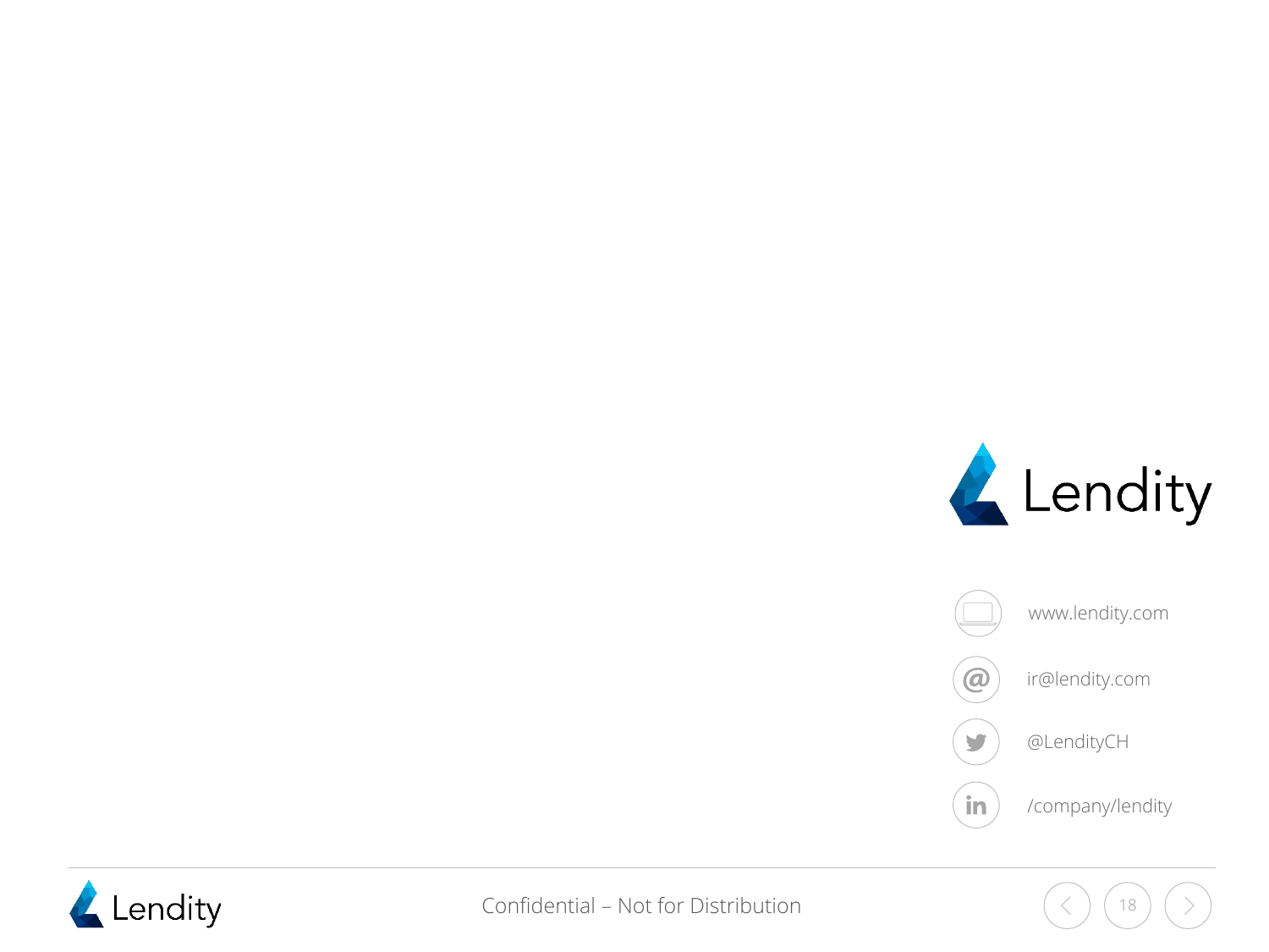Lendity

www.lendity.com

ir@lendity.com

@LendityCH

/company/lendity